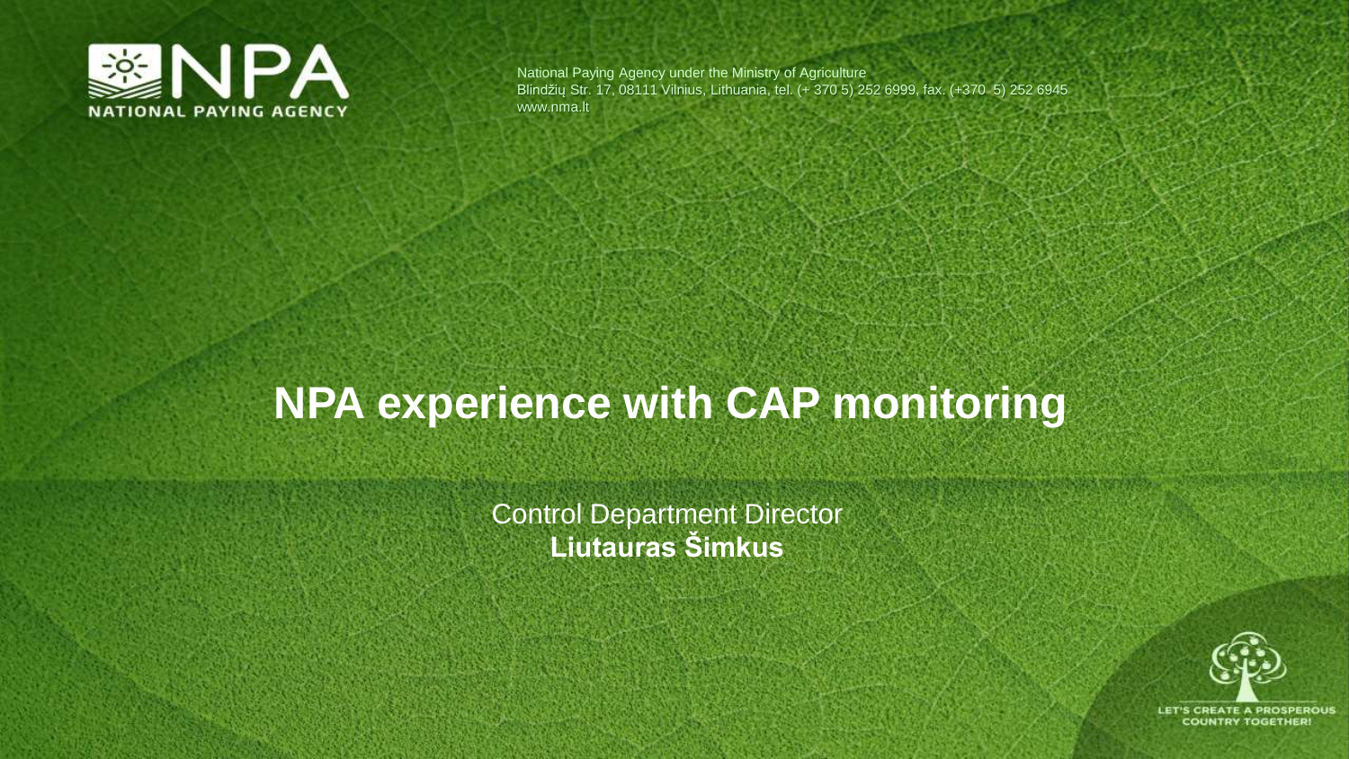NPA

NATIONAL PAYING AGENCY

National Paying Agency under the Ministry of Agriculture
Blindžių Str. 17, 08111 Vilnius, Lithuania, tel. (+ 370 5) 252 6999, fax. (+370 5) 252 6945
www.nma.lt

# NPA experience with CAP monitoring

Control Department Director
**Liutauras Šimkus**

LET'S CREATE A PROSPEROUS COUNTRY TOGETHER!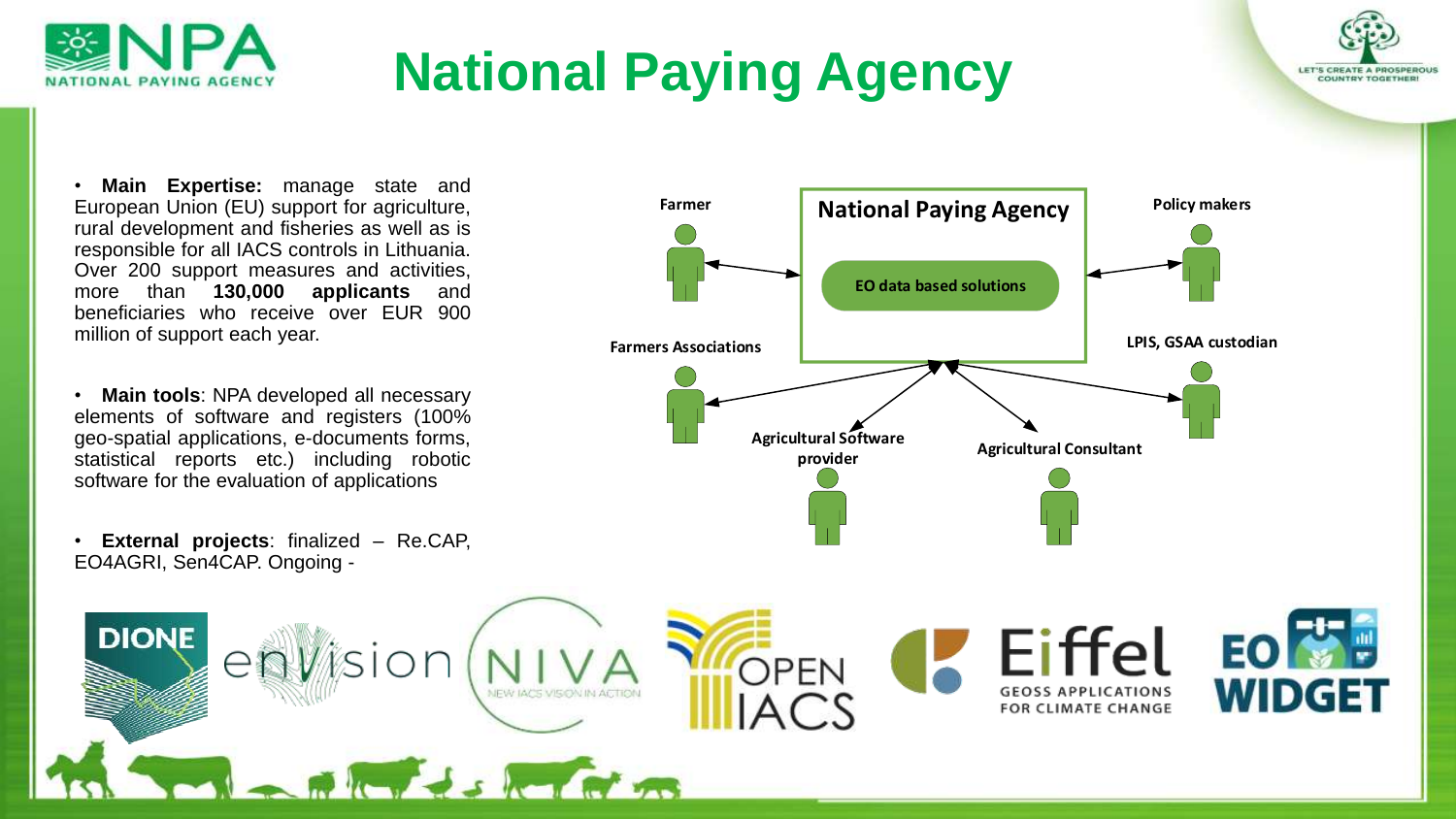# National Paying Agency

- **Main Expertise:** manage state and European Union (EU) support for agriculture, rural development and fisheries as well as is responsible for all IACS controls in Lithuania. Over 200 support measures and activities, more than **130,000 applicants** and beneficiaries who receive over EUR 900 million of support each year.

- **Main tools**: NPA developed all necessary elements of software and registers (100% geo-spatial applications, e-documents forms, statistical reports etc.) including robotic software for the evaluation of applications

- **External projects**: finalized – Re.CAP, EO4AGRI, Sen4CAP. Ongoing -

National Paying Agency

EO data based solutions

Farmer

Policy makers

Farmers Associations

LPIS, GSAA custodian

Agricultural Software provider

Agricultural Consultant

DIONE | envision | NIVA | OPEN IACS | Eiffel | EO WIDGET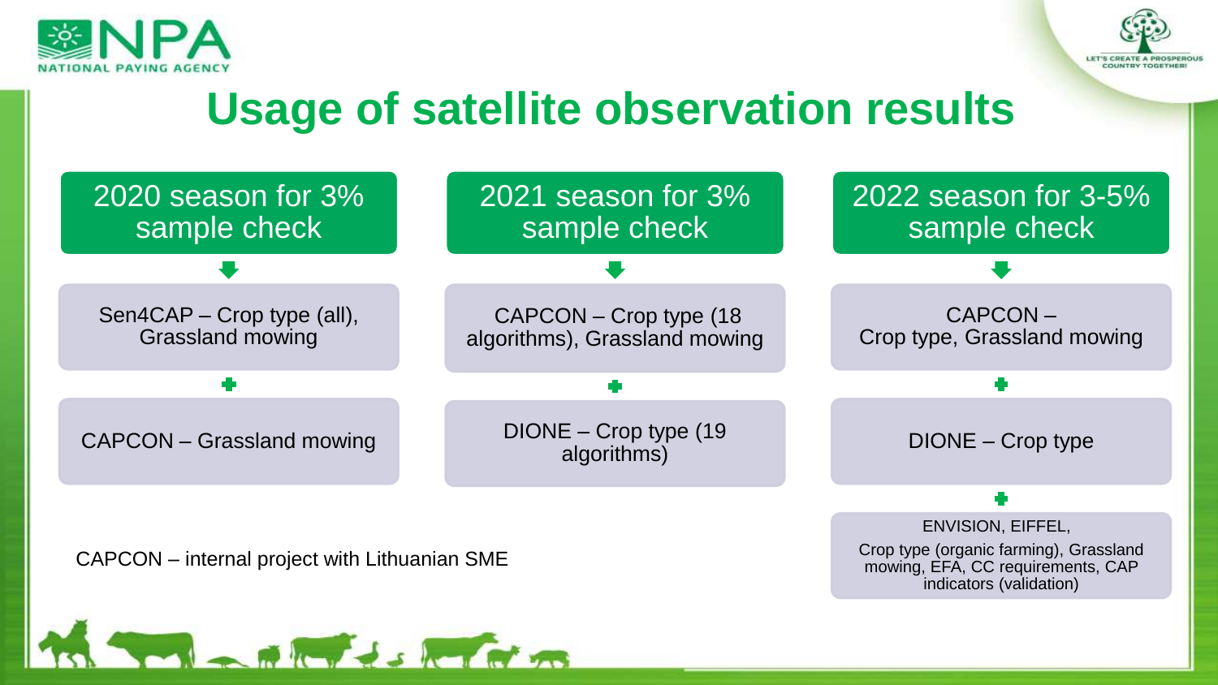# Usage of satellite observation results

## 2020 season for 3% sample check

- Sen4CAP – Crop type (all), Grassland mowing
- CAPCON – Grassland mowing

## 2021 season for 3% sample check

- CAPCON – Crop type (18 algorithms), Grassland mowing
- DIONE – Crop type (19 algorithms)

## 2022 season for 3-5% sample check

- CAPCON – Crop type, Grassland mowing
- DIONE – Crop type
- ENVISION, EIFFEL, Crop type (organic farming), Grassland mowing, EFA, CC requirements, CAP indicators (validation)

CAPCON – internal project with Lithuanian SME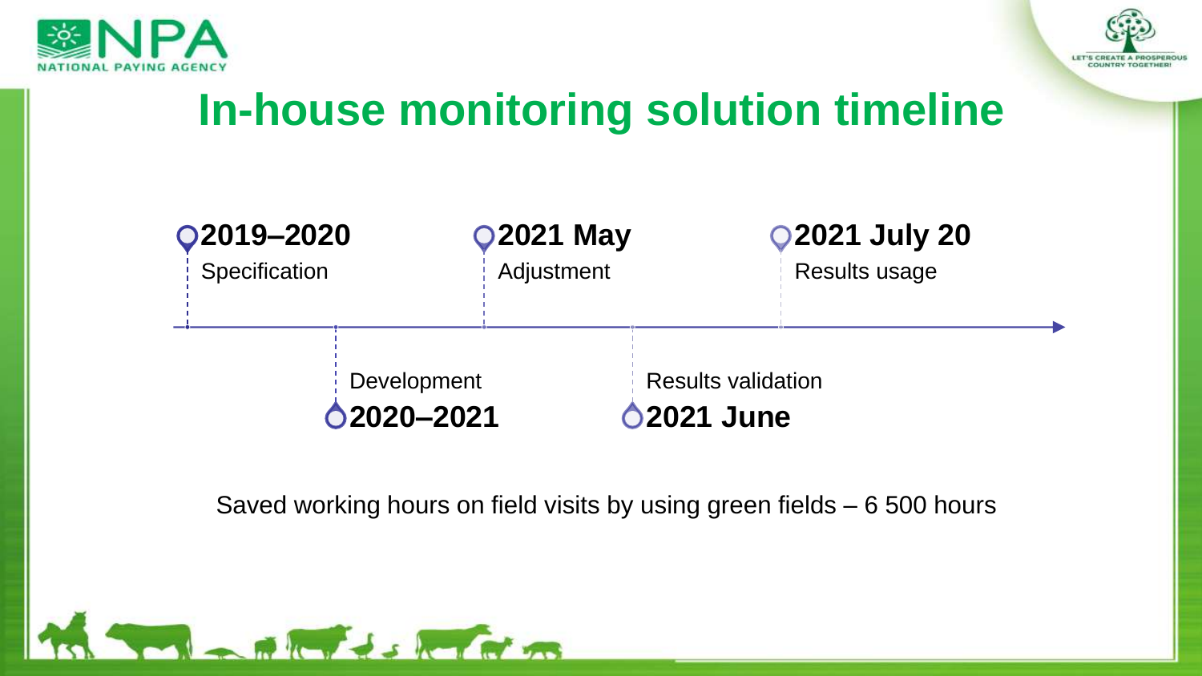# In-house monitoring solution timeline

- **2019–2020** Specification
- **2020–2021** Development
- **2021 May** Adjustment
- **2021 June** Results validation
- **2021 July 20** Results usage

Saved working hours on field visits by using green fields – 6 500 hours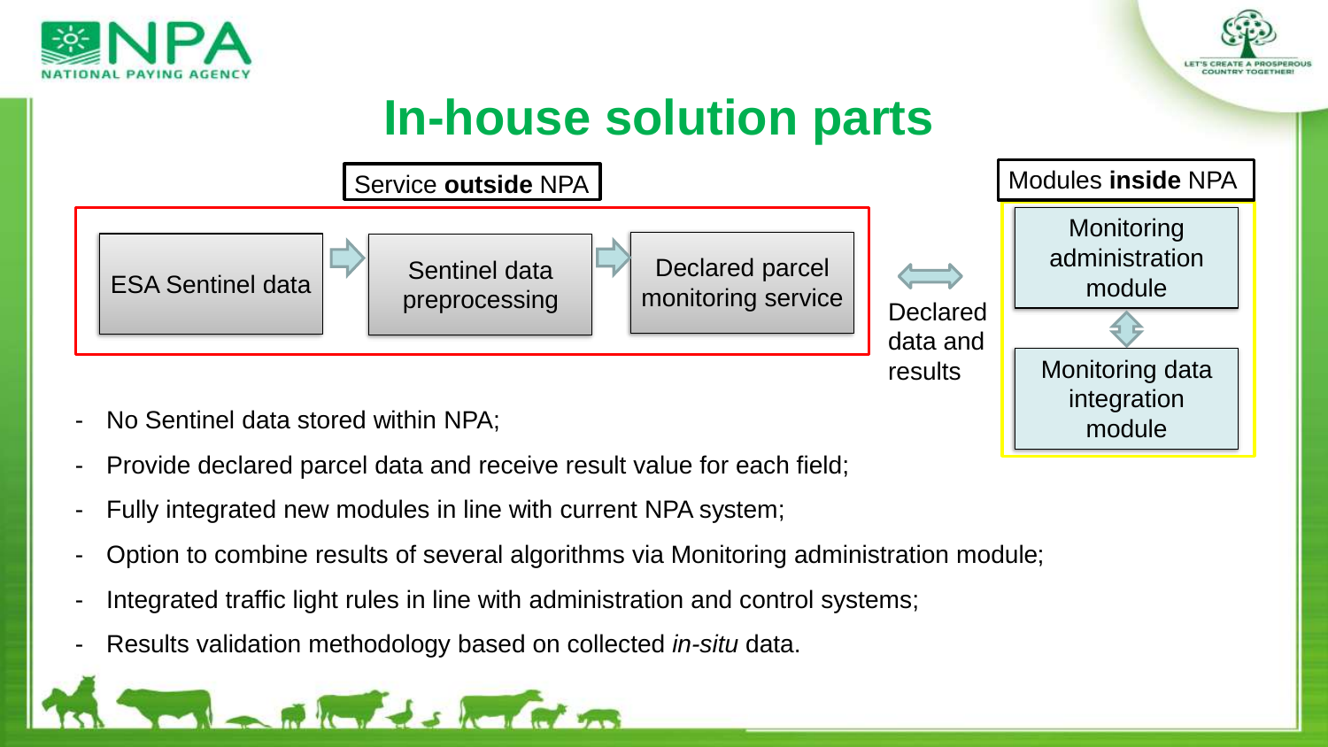# In-house solution parts

**Service outside NPA**

ESA Sentinel data → Sentinel data preprocessing → Declared parcel monitoring service

⟷ Declared data and results

**Modules inside NPA**

- Monitoring administration module
- Monitoring data integration module

- No Sentinel data stored within NPA;
- Provide declared parcel data and receive result value for each field;
- Fully integrated new modules in line with current NPA system;
- Option to combine results of several algorithms via Monitoring administration module;
- Integrated traffic light rules in line with administration and control systems;
- Results validation methodology based on collected *in-situ* data.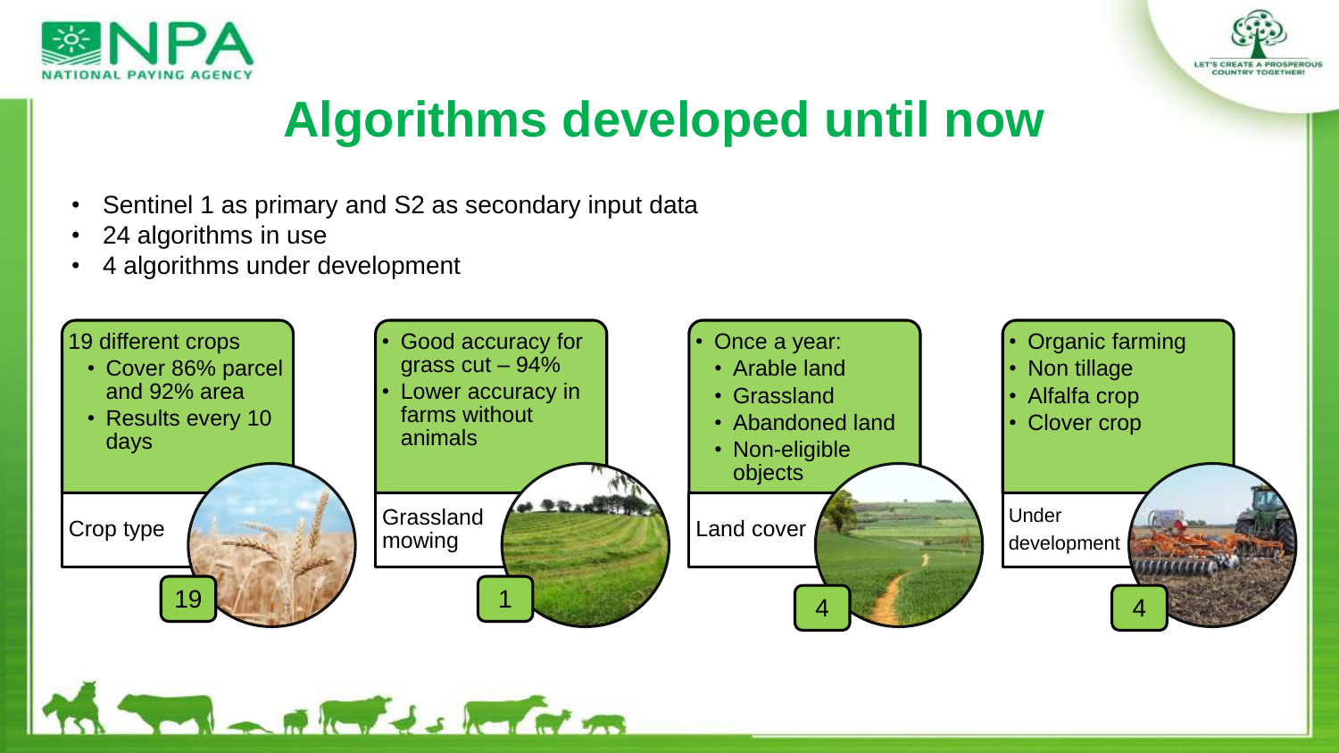# Algorithms developed until now

- Sentinel 1 as primary and S2 as secondary input data
- 24 algorithms in use
- 4 algorithms under development

### Crop type — 19

19 different crops
- Cover 86% parcel and 92% area
- Results every 10 days

### Grassland mowing — 1

- Good accuracy for grass cut – 94%
- Lower accuracy in farms without animals

### Land cover — 4

- Once a year:
  - Arable land
  - Grassland
  - Abandoned land
  - Non-eligible objects

### Under development — 4

- Organic farming
- Non tillage
- Alfalfa crop
- Clover crop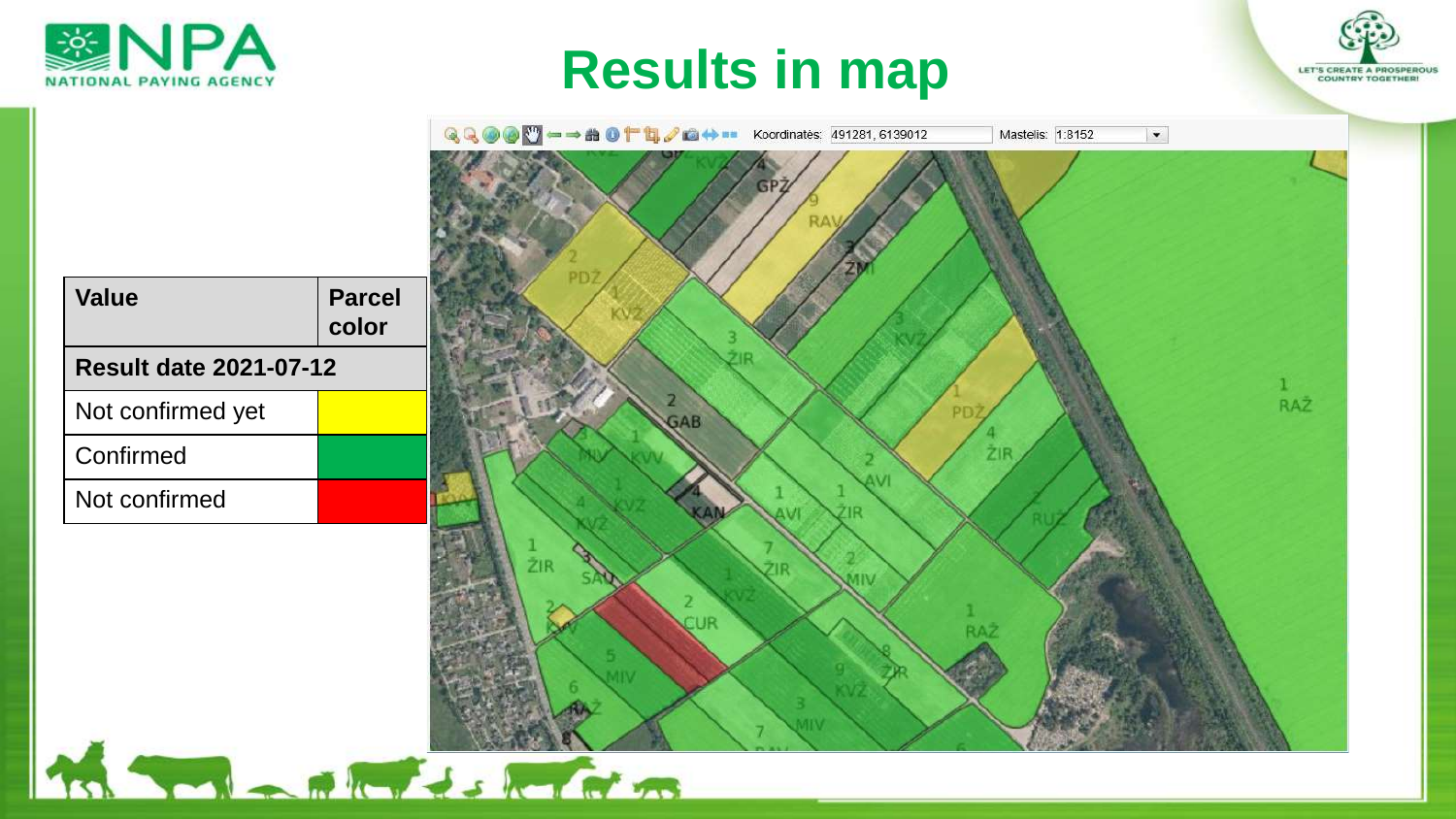# Results in map

| Value | Parcel color |
|---|---|
| **Result date 2021-07-12** | |
| Not confirmed yet | Yellow |
| Confirmed | Green |
| Not confirmed | Red |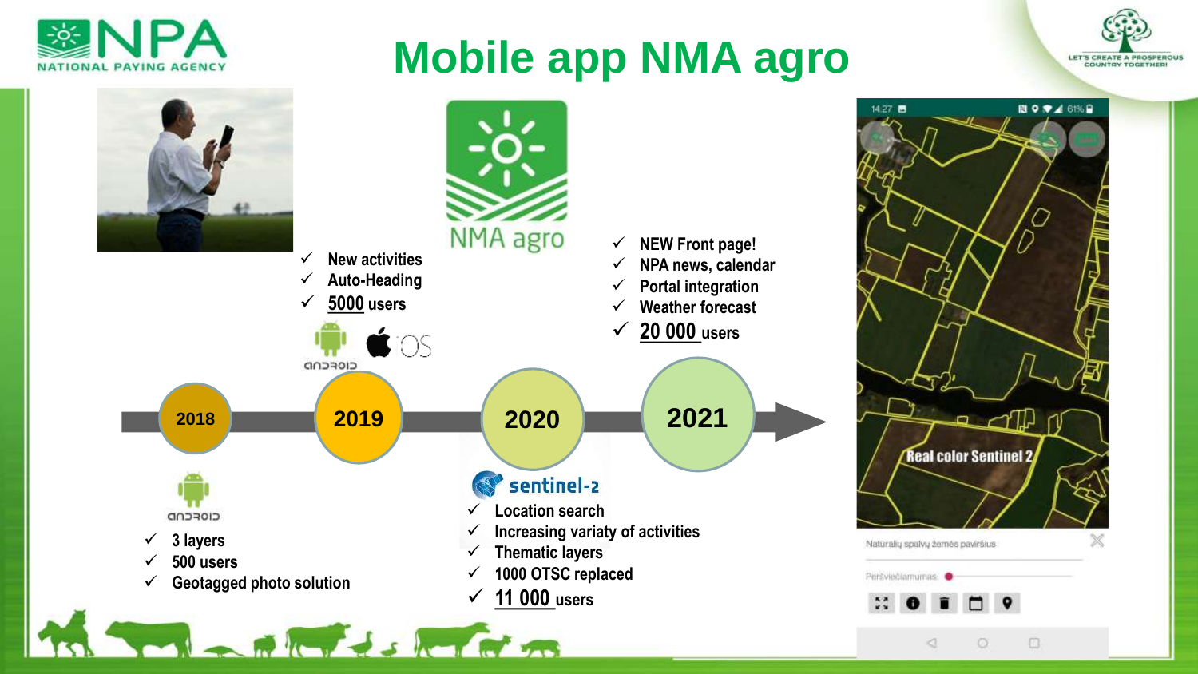# Mobile app NMA agro

NMA agro

## 2018

- 3 layers
- 500 users
- Geotagged photo solution

## 2019

- New activities
- Auto-Heading
- 5000 users

## 2020

sentinel-2

- Location search
- Increasing variaty of activities
- Thematic layers
- 1000 OTSC replaced
- 11 000 users

## 2021

- NEW Front page!
- NPA news, calendar
- Portal integration
- Weather forecast
- 20 000 users

Real color Sentinel 2

Natūralių spalvų žemės paviršius

Peršviečiamumas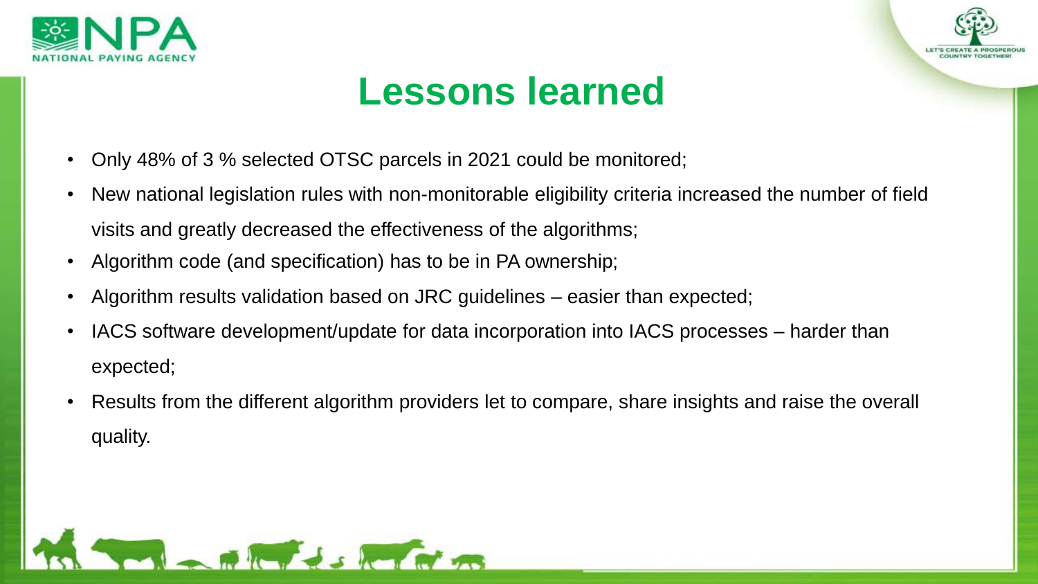# Lessons learned

- Only 48% of 3 % selected OTSC parcels in 2021 could be monitored;
- New national legislation rules with non-monitorable eligibility criteria increased the number of field visits and greatly decreased the effectiveness of the algorithms;
- Algorithm code (and specification) has to be in PA ownership;
- Algorithm results validation based on JRC guidelines – easier than expected;
- IACS software development/update for data incorporation into IACS processes – harder than expected;
- Results from the different algorithm providers let to compare, share insights and raise the overall quality.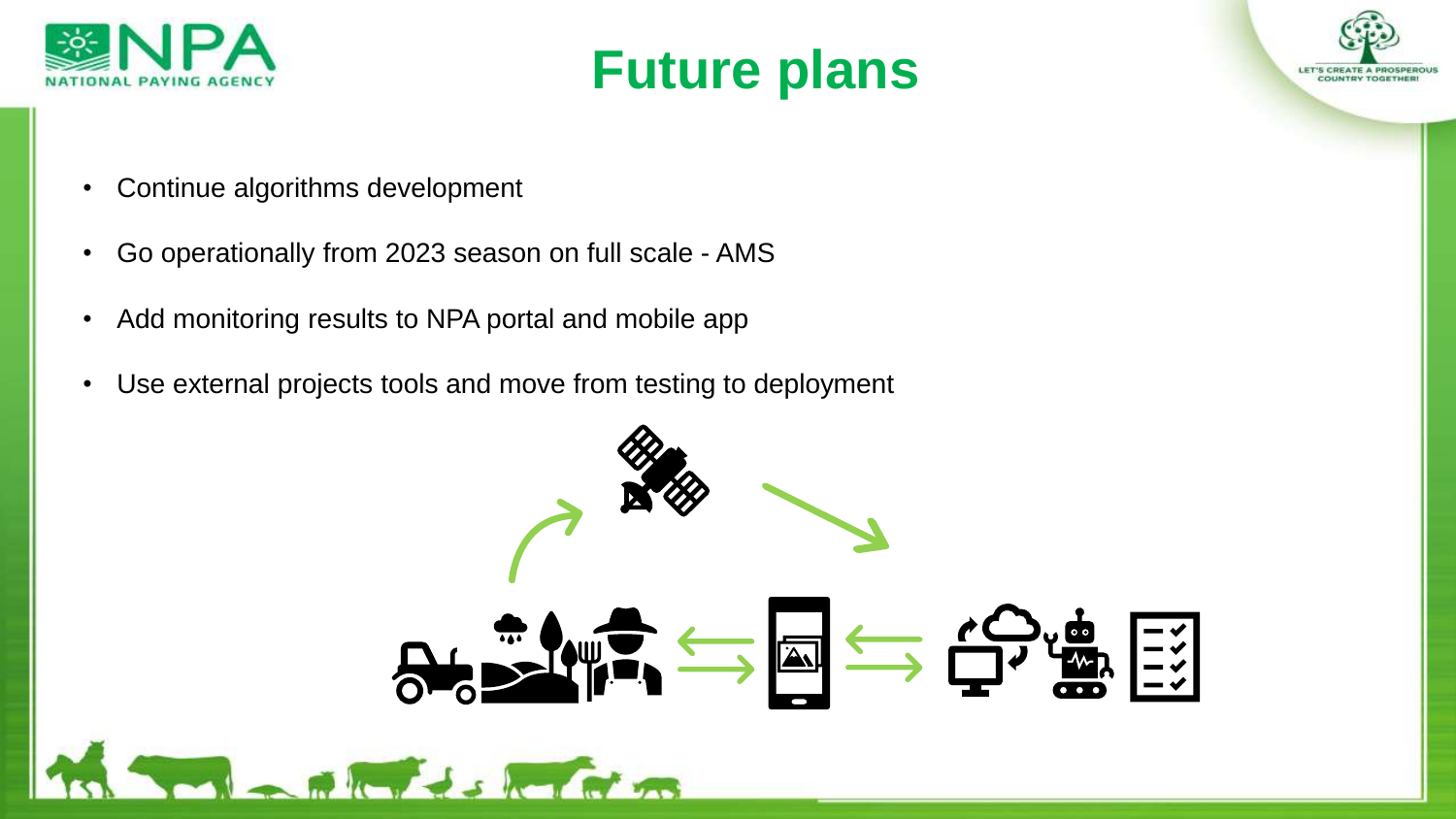# Future plans

- Continue algorithms development
- Go operationally from 2023 season on full scale - AMS
- Add monitoring results to NPA portal and mobile app
- Use external projects tools and move from testing to deployment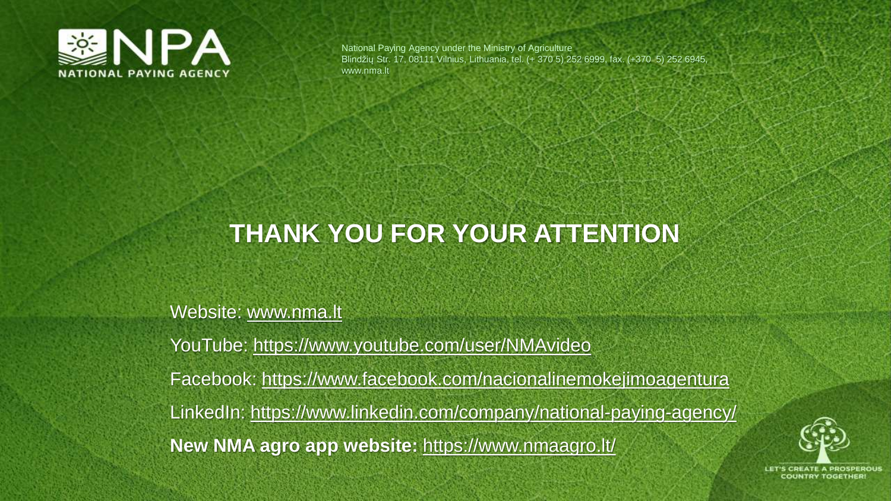NPA
NATIONAL PAYING AGENCY

National Paying Agency under the Ministry of Agriculture
Blindžių Str. 17, 08111 Vilnius, Lithuania, tel. (+ 370 5) 252 6999, fax. (+370 5) 252 6945,
www.nma.lt

# THANK YOU FOR YOUR ATTENTION

Website: www.nma.lt

YouTube: https://www.youtube.com/user/NMAvideo

Facebook: https://www.facebook.com/nacionalinemokejimoagentura

LinkedIn: https://www.linkedin.com/company/national-paying-agency/

**New NMA agro app website:** https://www.nmaagro.lt/

LET'S CREATE A PROSPEROUS COUNTRY TOGETHER!